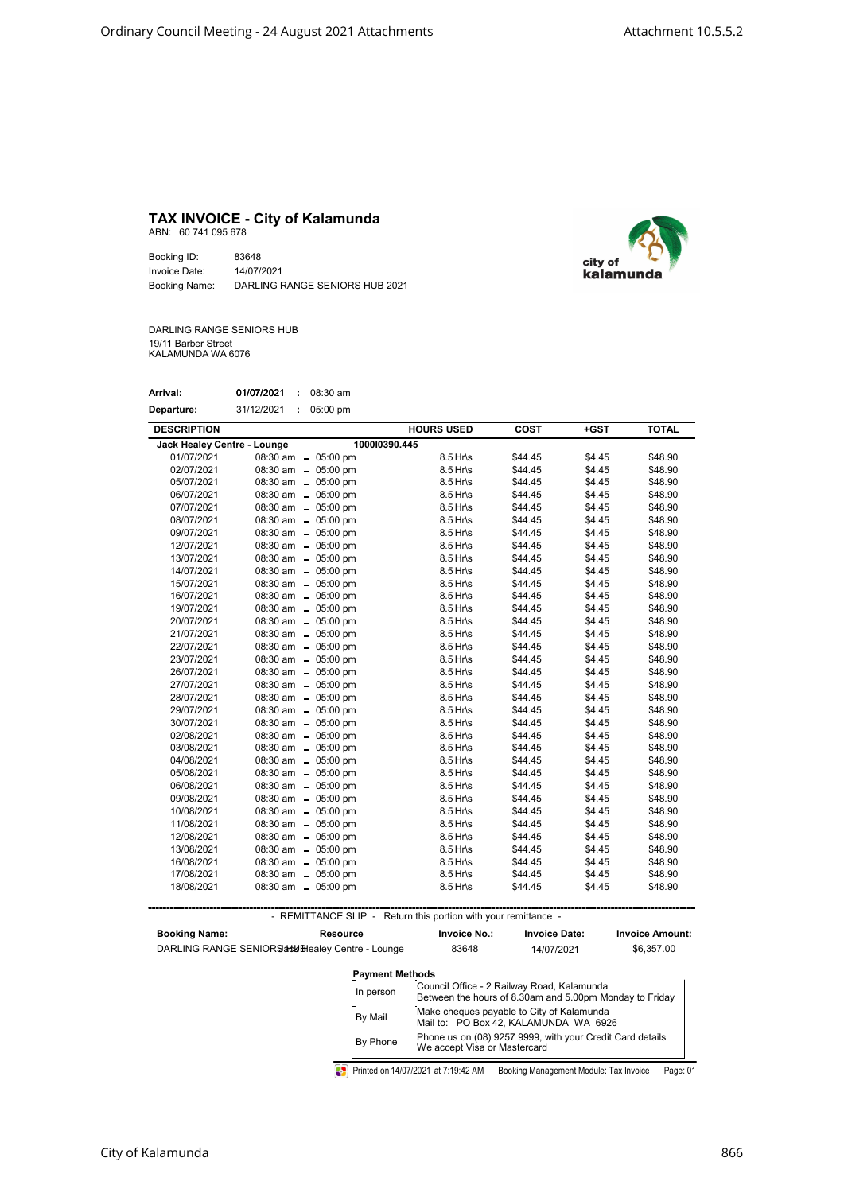# TAX INVOICE - City of Kalamunda

ABN: 60 741 095 678

Booking ID: 83648
Invoice Date: 14/07/2021
Booking Name: DARLING RANGE SENIORS HUB 2021

DARLING RANGE SENIORS HUB
19/11 Barber Street
KALAMUNDA WA 6076

**Arrival:** **01/07/2021** : 08:30 am
**Departure:** 31/12/2021 : 05:00 pm

| DESCRIPTION | | HOURS USED | COST | +GST | TOTAL |
|---|---|---|---|---|---|
| **Jack Healey Centre - Lounge** | 1000I0390.445 | | | | |
| 01/07/2021 | 08:30 am - 05:00 pm | 8.5 Hr\s | $44.45 | $4.45 | $48.90 |
| 02/07/2021 | 08:30 am - 05:00 pm | 8.5 Hr\s | $44.45 | $4.45 | $48.90 |
| 05/07/2021 | 08:30 am - 05:00 pm | 8.5 Hr\s | $44.45 | $4.45 | $48.90 |
| 06/07/2021 | 08:30 am - 05:00 pm | 8.5 Hr\s | $44.45 | $4.45 | $48.90 |
| 07/07/2021 | 08:30 am - 05:00 pm | 8.5 Hr\s | $44.45 | $4.45 | $48.90 |
| 08/07/2021 | 08:30 am - 05:00 pm | 8.5 Hr\s | $44.45 | $4.45 | $48.90 |
| 09/07/2021 | 08:30 am - 05:00 pm | 8.5 Hr\s | $44.45 | $4.45 | $48.90 |
| 12/07/2021 | 08:30 am - 05:00 pm | 8.5 Hr\s | $44.45 | $4.45 | $48.90 |
| 13/07/2021 | 08:30 am - 05:00 pm | 8.5 Hr\s | $44.45 | $4.45 | $48.90 |
| 14/07/2021 | 08:30 am - 05:00 pm | 8.5 Hr\s | $44.45 | $4.45 | $48.90 |
| 15/07/2021 | 08:30 am - 05:00 pm | 8.5 Hr\s | $44.45 | $4.45 | $48.90 |
| 16/07/2021 | 08:30 am - 05:00 pm | 8.5 Hr\s | $44.45 | $4.45 | $48.90 |
| 19/07/2021 | 08:30 am - 05:00 pm | 8.5 Hr\s | $44.45 | $4.45 | $48.90 |
| 20/07/2021 | 08:30 am - 05:00 pm | 8.5 Hr\s | $44.45 | $4.45 | $48.90 |
| 21/07/2021 | 08:30 am - 05:00 pm | 8.5 Hr\s | $44.45 | $4.45 | $48.90 |
| 22/07/2021 | 08:30 am - 05:00 pm | 8.5 Hr\s | $44.45 | $4.45 | $48.90 |
| 23/07/2021 | 08:30 am - 05:00 pm | 8.5 Hr\s | $44.45 | $4.45 | $48.90 |
| 26/07/2021 | 08:30 am - 05:00 pm | 8.5 Hr\s | $44.45 | $4.45 | $48.90 |
| 27/07/2021 | 08:30 am - 05:00 pm | 8.5 Hr\s | $44.45 | $4.45 | $48.90 |
| 28/07/2021 | 08:30 am - 05:00 pm | 8.5 Hr\s | $44.45 | $4.45 | $48.90 |
| 29/07/2021 | 08:30 am - 05:00 pm | 8.5 Hr\s | $44.45 | $4.45 | $48.90 |
| 30/07/2021 | 08:30 am - 05:00 pm | 8.5 Hr\s | $44.45 | $4.45 | $48.90 |
| 02/08/2021 | 08:30 am - 05:00 pm | 8.5 Hr\s | $44.45 | $4.45 | $48.90 |
| 03/08/2021 | 08:30 am - 05:00 pm | 8.5 Hr\s | $44.45 | $4.45 | $48.90 |
| 04/08/2021 | 08:30 am - 05:00 pm | 8.5 Hr\s | $44.45 | $4.45 | $48.90 |
| 05/08/2021 | 08:30 am - 05:00 pm | 8.5 Hr\s | $44.45 | $4.45 | $48.90 |
| 06/08/2021 | 08:30 am - 05:00 pm | 8.5 Hr\s | $44.45 | $4.45 | $48.90 |
| 09/08/2021 | 08:30 am - 05:00 pm | 8.5 Hr\s | $44.45 | $4.45 | $48.90 |
| 10/08/2021 | 08:30 am - 05:00 pm | 8.5 Hr\s | $44.45 | $4.45 | $48.90 |
| 11/08/2021 | 08:30 am - 05:00 pm | 8.5 Hr\s | $44.45 | $4.45 | $48.90 |
| 12/08/2021 | 08:30 am - 05:00 pm | 8.5 Hr\s | $44.45 | $4.45 | $48.90 |
| 13/08/2021 | 08:30 am - 05:00 pm | 8.5 Hr\s | $44.45 | $4.45 | $48.90 |
| 16/08/2021 | 08:30 am - 05:00 pm | 8.5 Hr\s | $44.45 | $4.45 | $48.90 |
| 17/08/2021 | 08:30 am - 05:00 pm | 8.5 Hr\s | $44.45 | $4.45 | $48.90 |
| 18/08/2021 | 08:30 am - 05:00 pm | 8.5 Hr\s | $44.45 | $4.45 | $48.90 |

- REMITTANCE SLIP - Return this portion with your remittance -

| Booking Name: | Resource | Invoice No.: | Invoice Date: | Invoice Amount: |
|---|---|---|---|---|
| DARLING RANGE SENIORS HUB | Jack Healey Centre - Lounge | 83648 | 14/07/2021 | $6,357.00 |

**Payment Methods**

| | |
|---|---|
| In person | Council Office - 2 Railway Road, Kalamunda<br>Between the hours of 8.30am and 5.00pm Monday to Friday |
| By Mail | Make cheques payable to City of Kalamunda<br>Mail to: PO Box 42, KALAMUNDA WA 6926 |
| By Phone | Phone us on (08) 9257 9999, with your Credit Card details<br>We accept Visa or Mastercard |

Printed on 14/07/2021 at 7:19:42 AM Booking Management Module: Tax Invoice Page: 01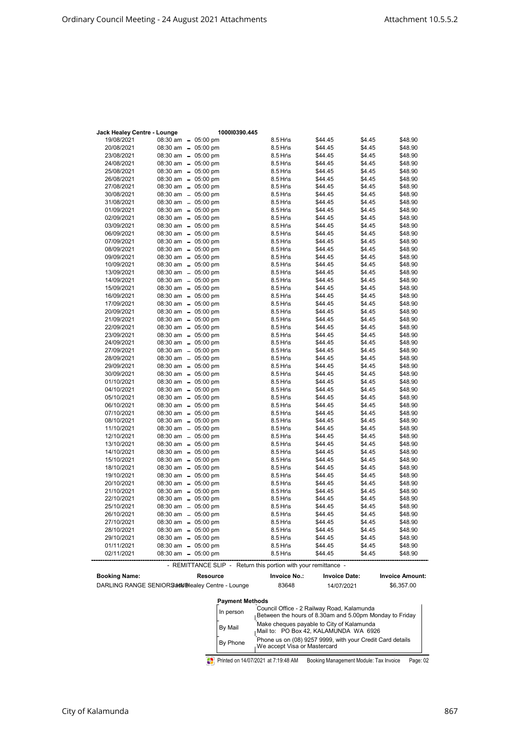**Jack Healey Centre - Lounge** 1000I0390.445

| Date | Time | Hours | Amount | GST | Total |
|---|---|---|---|---|---|
| 19/08/2021 | 08:30 am - 05:00 pm | 8.5 Hr\s | $44.45 | $4.45 | $48.90 |
| 20/08/2021 | 08:30 am - 05:00 pm | 8.5 Hr\s | $44.45 | $4.45 | $48.90 |
| 23/08/2021 | 08:30 am - 05:00 pm | 8.5 Hr\s | $44.45 | $4.45 | $48.90 |
| 24/08/2021 | 08:30 am - 05:00 pm | 8.5 Hr\s | $44.45 | $4.45 | $48.90 |
| 25/08/2021 | 08:30 am - 05:00 pm | 8.5 Hr\s | $44.45 | $4.45 | $48.90 |
| 26/08/2021 | 08:30 am - 05:00 pm | 8.5 Hr\s | $44.45 | $4.45 | $48.90 |
| 27/08/2021 | 08:30 am - 05:00 pm | 8.5 Hr\s | $44.45 | $4.45 | $48.90 |
| 30/08/2021 | 08:30 am - 05:00 pm | 8.5 Hr\s | $44.45 | $4.45 | $48.90 |
| 31/08/2021 | 08:30 am - 05:00 pm | 8.5 Hr\s | $44.45 | $4.45 | $48.90 |
| 01/09/2021 | 08:30 am - 05:00 pm | 8.5 Hr\s | $44.45 | $4.45 | $48.90 |
| 02/09/2021 | 08:30 am - 05:00 pm | 8.5 Hr\s | $44.45 | $4.45 | $48.90 |
| 03/09/2021 | 08:30 am - 05:00 pm | 8.5 Hr\s | $44.45 | $4.45 | $48.90 |
| 06/09/2021 | 08:30 am - 05:00 pm | 8.5 Hr\s | $44.45 | $4.45 | $48.90 |
| 07/09/2021 | 08:30 am - 05:00 pm | 8.5 Hr\s | $44.45 | $4.45 | $48.90 |
| 08/09/2021 | 08:30 am - 05:00 pm | 8.5 Hr\s | $44.45 | $4.45 | $48.90 |
| 09/09/2021 | 08:30 am - 05:00 pm | 8.5 Hr\s | $44.45 | $4.45 | $48.90 |
| 10/09/2021 | 08:30 am - 05:00 pm | 8.5 Hr\s | $44.45 | $4.45 | $48.90 |
| 13/09/2021 | 08:30 am - 05:00 pm | 8.5 Hr\s | $44.45 | $4.45 | $48.90 |
| 14/09/2021 | 08:30 am - 05:00 pm | 8.5 Hr\s | $44.45 | $4.45 | $48.90 |
| 15/09/2021 | 08:30 am - 05:00 pm | 8.5 Hr\s | $44.45 | $4.45 | $48.90 |
| 16/09/2021 | 08:30 am - 05:00 pm | 8.5 Hr\s | $44.45 | $4.45 | $48.90 |
| 17/09/2021 | 08:30 am - 05:00 pm | 8.5 Hr\s | $44.45 | $4.45 | $48.90 |
| 20/09/2021 | 08:30 am - 05:00 pm | 8.5 Hr\s | $44.45 | $4.45 | $48.90 |
| 21/09/2021 | 08:30 am - 05:00 pm | 8.5 Hr\s | $44.45 | $4.45 | $48.90 |
| 22/09/2021 | 08:30 am - 05:00 pm | 8.5 Hr\s | $44.45 | $4.45 | $48.90 |
| 23/09/2021 | 08:30 am - 05:00 pm | 8.5 Hr\s | $44.45 | $4.45 | $48.90 |
| 24/09/2021 | 08:30 am - 05:00 pm | 8.5 Hr\s | $44.45 | $4.45 | $48.90 |
| 27/09/2021 | 08:30 am - 05:00 pm | 8.5 Hr\s | $44.45 | $4.45 | $48.90 |
| 28/09/2021 | 08:30 am - 05:00 pm | 8.5 Hr\s | $44.45 | $4.45 | $48.90 |
| 29/09/2021 | 08:30 am - 05:00 pm | 8.5 Hr\s | $44.45 | $4.45 | $48.90 |
| 30/09/2021 | 08:30 am - 05:00 pm | 8.5 Hr\s | $44.45 | $4.45 | $48.90 |
| 01/10/2021 | 08:30 am - 05:00 pm | 8.5 Hr\s | $44.45 | $4.45 | $48.90 |
| 04/10/2021 | 08:30 am - 05:00 pm | 8.5 Hr\s | $44.45 | $4.45 | $48.90 |
| 05/10/2021 | 08:30 am - 05:00 pm | 8.5 Hr\s | $44.45 | $4.45 | $48.90 |
| 06/10/2021 | 08:30 am - 05:00 pm | 8.5 Hr\s | $44.45 | $4.45 | $48.90 |
| 07/10/2021 | 08:30 am - 05:00 pm | 8.5 Hr\s | $44.45 | $4.45 | $48.90 |
| 08/10/2021 | 08:30 am - 05:00 pm | 8.5 Hr\s | $44.45 | $4.45 | $48.90 |
| 11/10/2021 | 08:30 am - 05:00 pm | 8.5 Hr\s | $44.45 | $4.45 | $48.90 |
| 12/10/2021 | 08:30 am - 05:00 pm | 8.5 Hr\s | $44.45 | $4.45 | $48.90 |
| 13/10/2021 | 08:30 am - 05:00 pm | 8.5 Hr\s | $44.45 | $4.45 | $48.90 |
| 14/10/2021 | 08:30 am - 05:00 pm | 8.5 Hr\s | $44.45 | $4.45 | $48.90 |
| 15/10/2021 | 08:30 am - 05:00 pm | 8.5 Hr\s | $44.45 | $4.45 | $48.90 |
| 18/10/2021 | 08:30 am - 05:00 pm | 8.5 Hr\s | $44.45 | $4.45 | $48.90 |
| 19/10/2021 | 08:30 am - 05:00 pm | 8.5 Hr\s | $44.45 | $4.45 | $48.90 |
| 20/10/2021 | 08:30 am - 05:00 pm | 8.5 Hr\s | $44.45 | $4.45 | $48.90 |
| 21/10/2021 | 08:30 am - 05:00 pm | 8.5 Hr\s | $44.45 | $4.45 | $48.90 |
| 22/10/2021 | 08:30 am - 05:00 pm | 8.5 Hr\s | $44.45 | $4.45 | $48.90 |
| 25/10/2021 | 08:30 am - 05:00 pm | 8.5 Hr\s | $44.45 | $4.45 | $48.90 |
| 26/10/2021 | 08:30 am - 05:00 pm | 8.5 Hr\s | $44.45 | $4.45 | $48.90 |
| 27/10/2021 | 08:30 am - 05:00 pm | 8.5 Hr\s | $44.45 | $4.45 | $48.90 |
| 28/10/2021 | 08:30 am - 05:00 pm | 8.5 Hr\s | $44.45 | $4.45 | $48.90 |
| 29/10/2021 | 08:30 am - 05:00 pm | 8.5 Hr\s | $44.45 | $4.45 | $48.90 |
| 01/11/2021 | 08:30 am - 05:00 pm | 8.5 Hr\s | $44.45 | $4.45 | $48.90 |
| 02/11/2021 | 08:30 am - 05:00 pm | 8.5 Hr\s | $44.45 | $4.45 | $48.90 |

---

- REMITTANCE SLIP - Return this portion with your remittance -

| Booking Name: | Resource | Invoice No.: | Invoice Date: | Invoice Amount: |
|---|---|---|---|---|
| DARLING RANGE SENIORS | Jack Healey Centre - Lounge | 83648 | 14/07/2021 | $6,357.00 |

**Payment Methods**

| | |
|---|---|
| In person | Council Office - 2 Railway Road, Kalamunda<br>Between the hours of 8.30am and 5.00pm Monday to Friday |
| By Mail | Make cheques payable to City of Kalamunda<br>Mail to: PO Box 42, KALAMUNDA WA 6926 |
| By Phone | Phone us on (08) 9257 9999, with your Credit Card details<br>We accept Visa or Mastercard |

Printed on 14/07/2021 at 7:19:48 AM Booking Management Module: Tax Invoice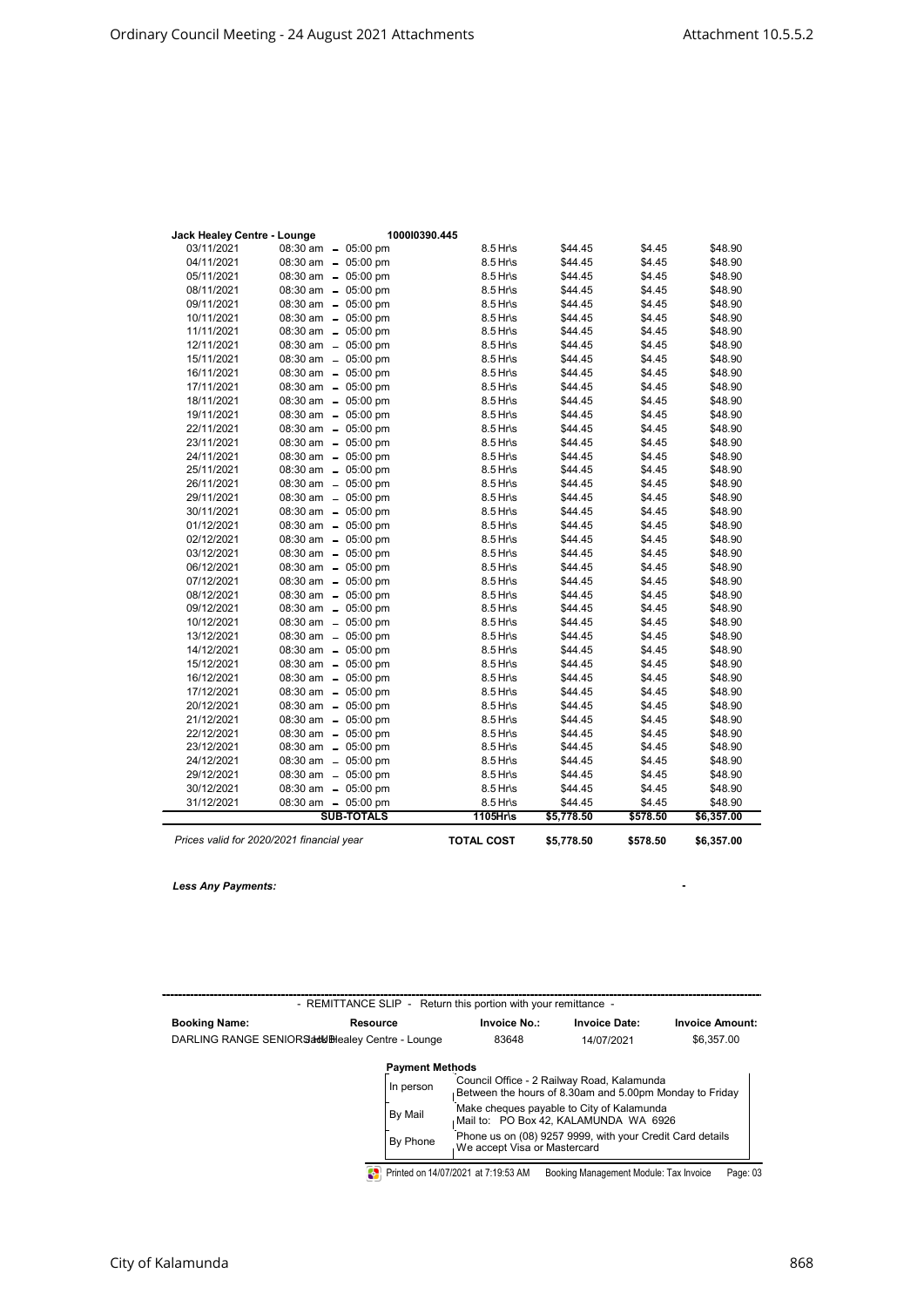| Jack Healey Centre - Lounge | | 1000I0390.445 | | | | |
|---|---|---|---|---|---|---|
| 03/11/2021 | 08:30 am - 05:00 pm | | 8.5 Hr\s | $44.45 | $4.45 | $48.90 |
| 04/11/2021 | 08:30 am - 05:00 pm | | 8.5 Hr\s | $44.45 | $4.45 | $48.90 |
| 05/11/2021 | 08:30 am - 05:00 pm | | 8.5 Hr\s | $44.45 | $4.45 | $48.90 |
| 08/11/2021 | 08:30 am - 05:00 pm | | 8.5 Hr\s | $44.45 | $4.45 | $48.90 |
| 09/11/2021 | 08:30 am - 05:00 pm | | 8.5 Hr\s | $44.45 | $4.45 | $48.90 |
| 10/11/2021 | 08:30 am - 05:00 pm | | 8.5 Hr\s | $44.45 | $4.45 | $48.90 |
| 11/11/2021 | 08:30 am - 05:00 pm | | 8.5 Hr\s | $44.45 | $4.45 | $48.90 |
| 12/11/2021 | 08:30 am - 05:00 pm | | 8.5 Hr\s | $44.45 | $4.45 | $48.90 |
| 15/11/2021 | 08:30 am - 05:00 pm | | 8.5 Hr\s | $44.45 | $4.45 | $48.90 |
| 16/11/2021 | 08:30 am - 05:00 pm | | 8.5 Hr\s | $44.45 | $4.45 | $48.90 |
| 17/11/2021 | 08:30 am - 05:00 pm | | 8.5 Hr\s | $44.45 | $4.45 | $48.90 |
| 18/11/2021 | 08:30 am - 05:00 pm | | 8.5 Hr\s | $44.45 | $4.45 | $48.90 |
| 19/11/2021 | 08:30 am - 05:00 pm | | 8.5 Hr\s | $44.45 | $4.45 | $48.90 |
| 22/11/2021 | 08:30 am - 05:00 pm | | 8.5 Hr\s | $44.45 | $4.45 | $48.90 |
| 23/11/2021 | 08:30 am - 05:00 pm | | 8.5 Hr\s | $44.45 | $4.45 | $48.90 |
| 24/11/2021 | 08:30 am - 05:00 pm | | 8.5 Hr\s | $44.45 | $4.45 | $48.90 |
| 25/11/2021 | 08:30 am - 05:00 pm | | 8.5 Hr\s | $44.45 | $4.45 | $48.90 |
| 26/11/2021 | 08:30 am - 05:00 pm | | 8.5 Hr\s | $44.45 | $4.45 | $48.90 |
| 29/11/2021 | 08:30 am - 05:00 pm | | 8.5 Hr\s | $44.45 | $4.45 | $48.90 |
| 30/11/2021 | 08:30 am - 05:00 pm | | 8.5 Hr\s | $44.45 | $4.45 | $48.90 |
| 01/12/2021 | 08:30 am - 05:00 pm | | 8.5 Hr\s | $44.45 | $4.45 | $48.90 |
| 02/12/2021 | 08:30 am - 05:00 pm | | 8.5 Hr\s | $44.45 | $4.45 | $48.90 |
| 03/12/2021 | 08:30 am - 05:00 pm | | 8.5 Hr\s | $44.45 | $4.45 | $48.90 |
| 06/12/2021 | 08:30 am - 05:00 pm | | 8.5 Hr\s | $44.45 | $4.45 | $48.90 |
| 07/12/2021 | 08:30 am - 05:00 pm | | 8.5 Hr\s | $44.45 | $4.45 | $48.90 |
| 08/12/2021 | 08:30 am - 05:00 pm | | 8.5 Hr\s | $44.45 | $4.45 | $48.90 |
| 09/12/2021 | 08:30 am - 05:00 pm | | 8.5 Hr\s | $44.45 | $4.45 | $48.90 |
| 10/12/2021 | 08:30 am - 05:00 pm | | 8.5 Hr\s | $44.45 | $4.45 | $48.90 |
| 13/12/2021 | 08:30 am - 05:00 pm | | 8.5 Hr\s | $44.45 | $4.45 | $48.90 |
| 14/12/2021 | 08:30 am - 05:00 pm | | 8.5 Hr\s | $44.45 | $4.45 | $48.90 |
| 15/12/2021 | 08:30 am - 05:00 pm | | 8.5 Hr\s | $44.45 | $4.45 | $48.90 |
| 16/12/2021 | 08:30 am - 05:00 pm | | 8.5 Hr\s | $44.45 | $4.45 | $48.90 |
| 17/12/2021 | 08:30 am - 05:00 pm | | 8.5 Hr\s | $44.45 | $4.45 | $48.90 |
| 20/12/2021 | 08:30 am - 05:00 pm | | 8.5 Hr\s | $44.45 | $4.45 | $48.90 |
| 21/12/2021 | 08:30 am - 05:00 pm | | 8.5 Hr\s | $44.45 | $4.45 | $48.90 |
| 22/12/2021 | 08:30 am - 05:00 pm | | 8.5 Hr\s | $44.45 | $4.45 | $48.90 |
| 23/12/2021 | 08:30 am - 05:00 pm | | 8.5 Hr\s | $44.45 | $4.45 | $48.90 |
| 24/12/2021 | 08:30 am - 05:00 pm | | 8.5 Hr\s | $44.45 | $4.45 | $48.90 |
| 29/12/2021 | 08:30 am - 05:00 pm | | 8.5 Hr\s | $44.45 | $4.45 | $48.90 |
| 30/12/2021 | 08:30 am - 05:00 pm | | 8.5 Hr\s | $44.45 | $4.45 | $48.90 |
| 31/12/2021 | 08:30 am - 05:00 pm | | 8.5 Hr\s | $44.45 | $4.45 | $48.90 |
| | **SUB-TOTALS** | | **1105Hr\s** | **$5,778.50** | **$578.50** | **$6,357.00** |
| *Prices valid for 2020/2021 financial year* | | | **TOTAL COST** | **$5,778.50** | **$578.50** | **$6,357.00** |

***Less Any Payments:*** -

- REMITTANCE SLIP - Return this portion with your remittance -

| Booking Name: | Resource | Invoice No.: | Invoice Date: | Invoice Amount: |
|---|---|---|---|---|
| DARLING RANGE SENIORS | Jack Healey Centre - Lounge | 83648 | 14/07/2021 | $6,357.00 |

**Payment Methods**

| | |
|---|---|
| In person | Council Office - 2 Railway Road, Kalamunda Between the hours of 8.30am and 5.00pm Monday to Friday |
| By Mail | Make cheques payable to City of Kalamunda Mail to: PO Box 42, KALAMUNDA WA 6926 |
| By Phone | Phone us on (08) 9257 9999, with your Credit Card details We accept Visa or Mastercard |

Printed on 14/07/2021 at 7:19:53 AM Booking Management Module: Tax Invoice